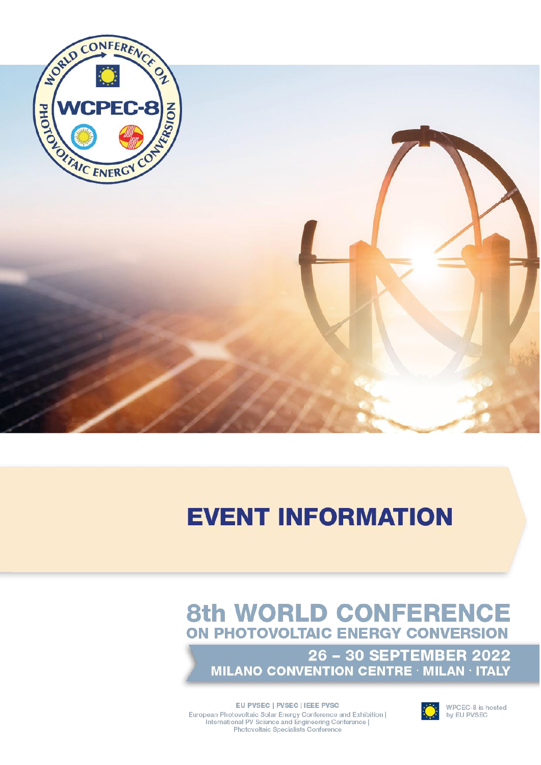# EVENT INFORMATION

## 8th WORLD CONFERENCE ON PHOTOVOLTAIC ENERGY CONVERSION

**26 – 30 SEPTEMBER 2022**
**MILANO CONVENTION CENTRE · MILAN · ITALY**

EU PVSEC | PVSEC | IEEE PVSC
European Photovoltaic Solar Energy Conference and Exhibition | International PV Science and Engineering Conference | Photovoltaic Specialists Conference

WPCEC-8 is hosted by EU PVSEC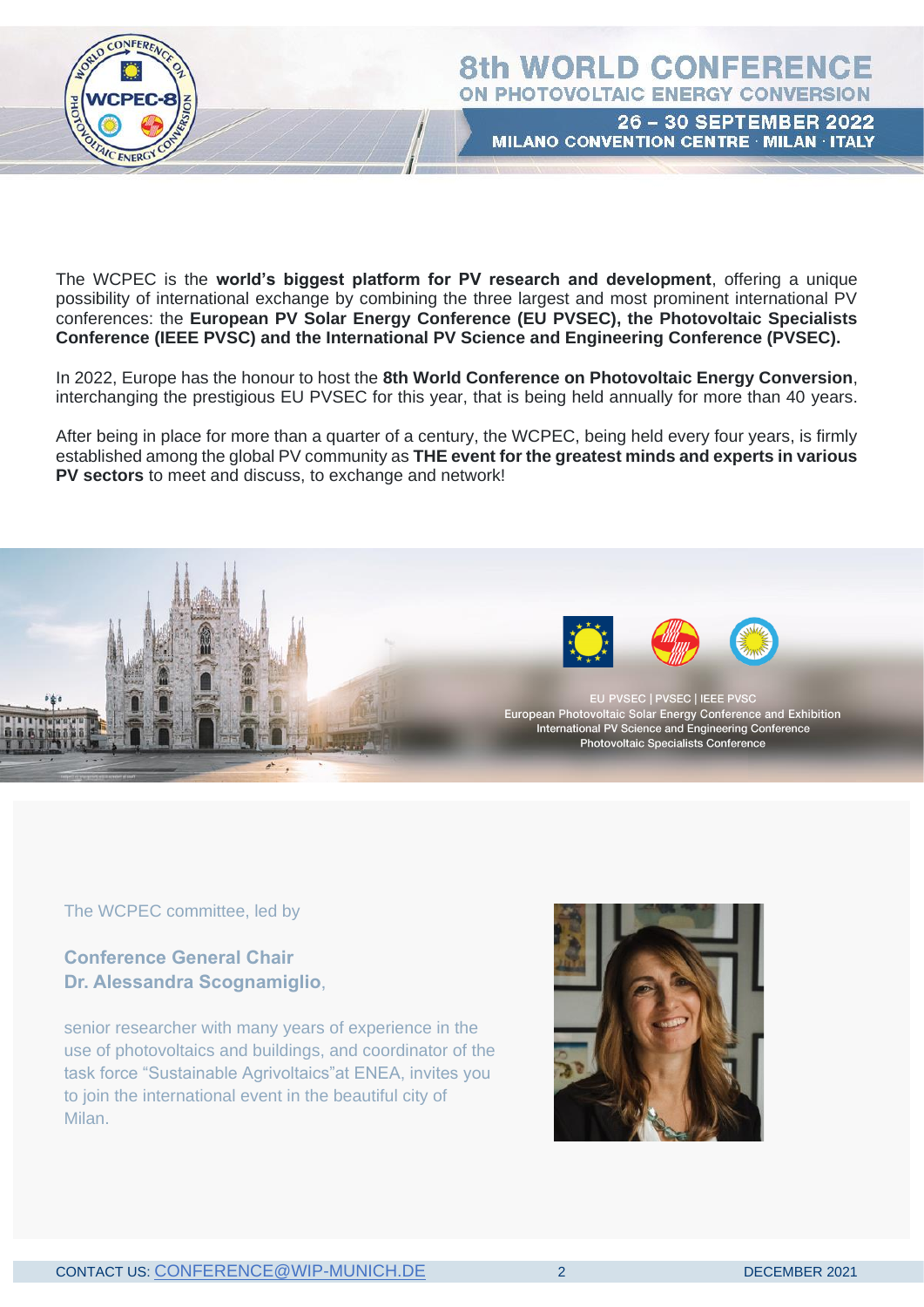The WCPEC is the **world's biggest platform for PV research and development**, offering a unique possibility of international exchange by combining the three largest and most prominent international PV conferences: the **European PV Solar Energy Conference (EU PVSEC), the Photovoltaic Specialists Conference (IEEE PVSC) and the International PV Science and Engineering Conference (PVSEC).**

In 2022, Europe has the honour to host the **8th World Conference on Photovoltaic Energy Conversion**, interchanging the prestigious EU PVSEC for this year, that is being held annually for more than 40 years.

After being in place for more than a quarter of a century, the WCPEC, being held every four years, is firmly established among the global PV community as **THE event for the greatest minds and experts in various PV sectors** to meet and discuss, to exchange and network!

EU PVSEC | PVSEC | IEEE PVSC
European Photovoltaic Solar Energy Conference and Exhibition
International PV Science and Engineering Conference
Photovoltaic Specialists Conference

The WCPEC committee, led by

**Conference General Chair**
**Dr. Alessandra Scognamiglio**,

senior researcher with many years of experience in the use of photovoltaics and buildings, and coordinator of the task force "Sustainable Agrivoltaics"at ENEA, invites you to join the international event in the beautiful city of Milan.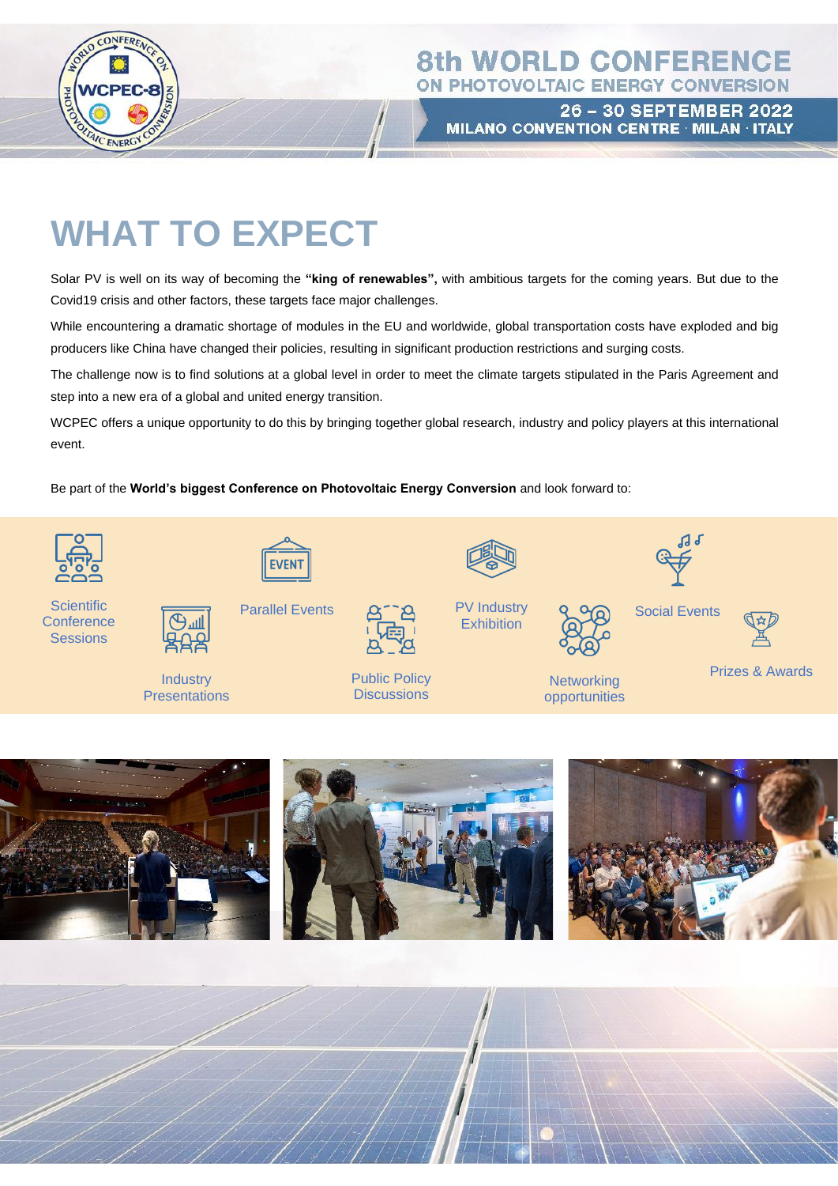# WHAT TO EXPECT

Solar PV is well on its way of becoming the **"king of renewables",** with ambitious targets for the coming years. But due to the Covid19 crisis and other factors, these targets face major challenges.

While encountering a dramatic shortage of modules in the EU and worldwide, global transportation costs have exploded and big producers like China have changed their policies, resulting in significant production restrictions and surging costs.

The challenge now is to find solutions at a global level in order to meet the climate targets stipulated in the Paris Agreement and step into a new era of a global and united energy transition.

WCPEC offers a unique opportunity to do this by bringing together global research, industry and policy players at this international event.

Be part of the **World's biggest Conference on Photovoltaic Energy Conversion** and look forward to:

- Scientific Conference Sessions
- Industry Presentations
- Parallel Events
- Public Policy Discussions
- PV Industry Exhibition
- Networking opportunities
- Social Events
- Prizes & Awards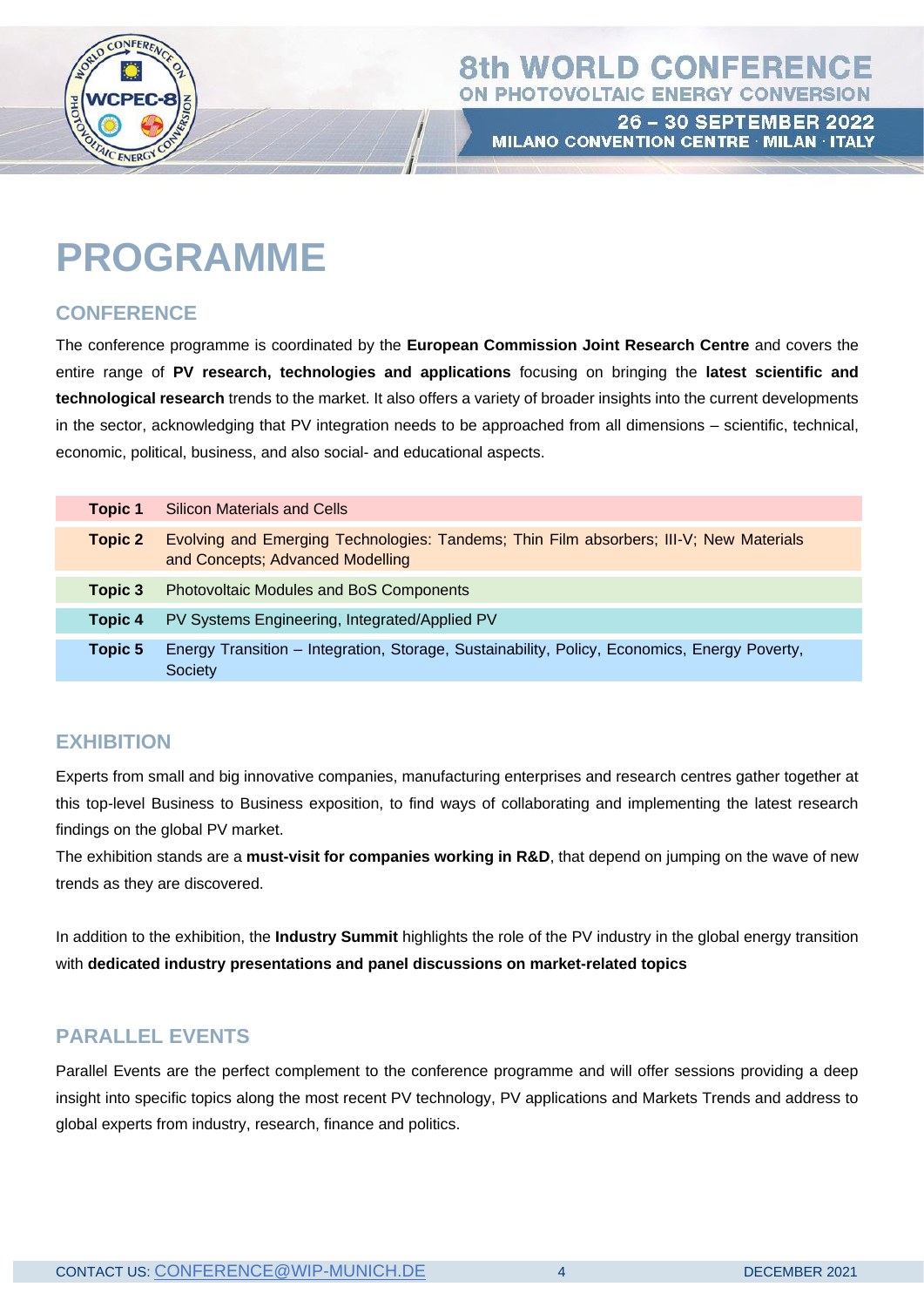# PROGRAMME

## CONFERENCE

The conference programme is coordinated by the **European Commission Joint Research Centre** and covers the entire range of **PV research, technologies and applications** focusing on bringing the **latest scientific and technological research** trends to the market. It also offers a variety of broader insights into the current developments in the sector, acknowledging that PV integration needs to be approached from all dimensions – scientific, technical, economic, political, business, and also social- and educational aspects.

| | |
|---|---|
| **Topic 1** | Silicon Materials and Cells |
| **Topic 2** | Evolving and Emerging Technologies: Tandems; Thin Film absorbers; III-V; New Materials and Concepts; Advanced Modelling |
| **Topic 3** | Photovoltaic Modules and BoS Components |
| **Topic 4** | PV Systems Engineering, Integrated/Applied PV |
| **Topic 5** | Energy Transition – Integration, Storage, Sustainability, Policy, Economics, Energy Poverty, Society |

## EXHIBITION

Experts from small and big innovative companies, manufacturing enterprises and research centres gather together at this top-level Business to Business exposition, to find ways of collaborating and implementing the latest research findings on the global PV market.

The exhibition stands are a **must-visit for companies working in R&D**, that depend on jumping on the wave of new trends as they are discovered.

In addition to the exhibition, the **Industry Summit** highlights the role of the PV industry in the global energy transition with **dedicated industry presentations and panel discussions on market-related topics**

## PARALLEL EVENTS

Parallel Events are the perfect complement to the conference programme and will offer sessions providing a deep insight into specific topics along the most recent PV technology, PV applications and Markets Trends and address to global experts from industry, research, finance and politics.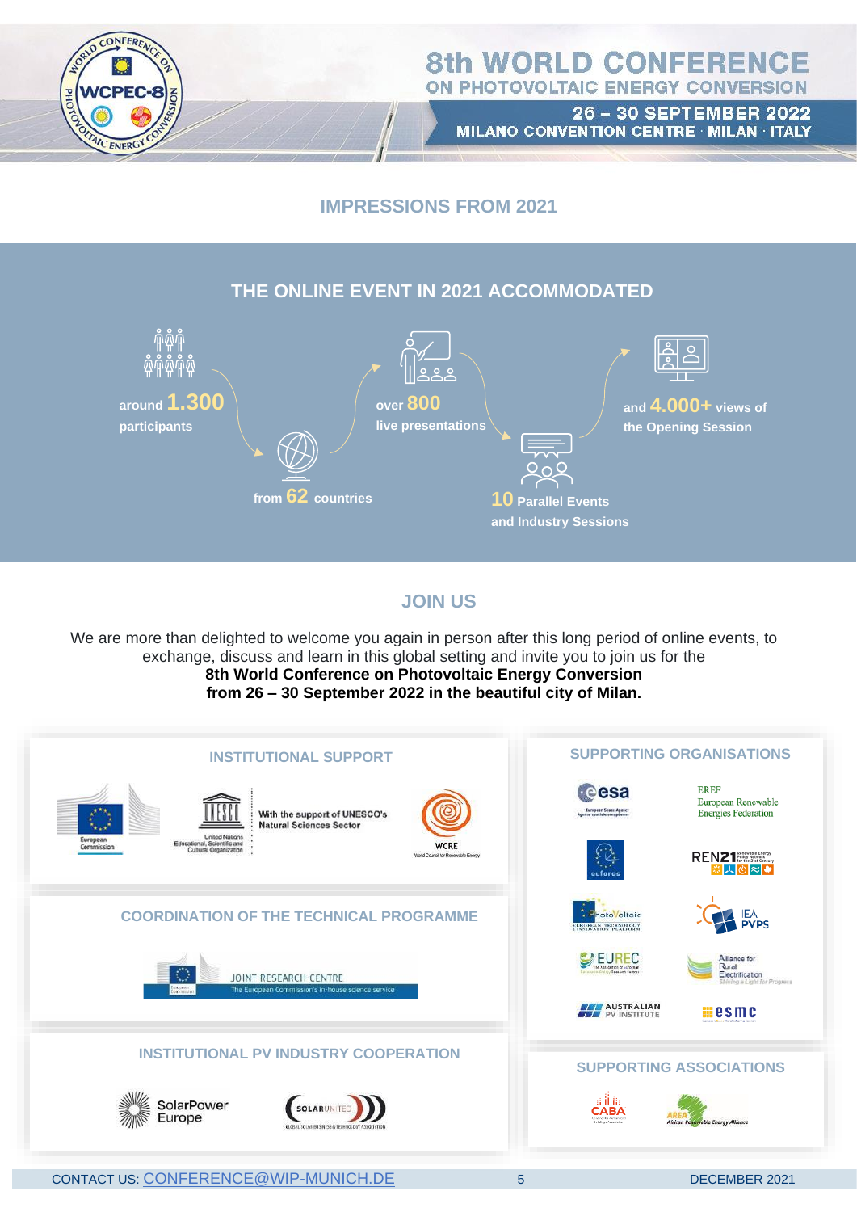# 8th WORLD CONFERENCE ON PHOTOVOLTAIC ENERGY CONVERSION

**26 – 30 SEPTEMBER 2022**
**MILANO CONVENTION CENTRE · MILAN · ITALY**

## IMPRESSIONS FROM 2021

### THE ONLINE EVENT IN 2021 ACCOMMODATED

- around **1.300** participants
- from **62** countries
- over **800** live presentations
- **10** Parallel Events and Industry Sessions
- and **4.000+** views of the Opening Session

## JOIN US

We are more than delighted to welcome you again in person after this long period of online events, to exchange, discuss and learn in this global setting and invite you to join us for the
**8th World Conference on Photovoltaic Energy Conversion**
**from 26 – 30 September 2022 in the beautiful city of Milan.**

### INSTITUTIONAL SUPPORT

European Commission · UNESCO – United Nations Educational, Scientific and Cultural Organization – With the support of UNESCO's Natural Sciences Sector · WCRE World Council for Renewable Energy

### COORDINATION OF THE TECHNICAL PROGRAMME

European Commission – JOINT RESEARCH CENTRE – The European Commission's in-house science service

### INSTITUTIONAL PV INDUSTRY COOPERATION

SolarPower Europe · SOLARUNITED – Global Solar Business & Technology Association

### SUPPORTING ORGANISATIONS

esa – European Space Agency · EREF European Renewable Energies Federation · eufores · REN21 Renewable Energy Policy Network for the 21st Century · PhotoVoltaic European Technology Innovation Platform · IEA PVPS · EUREC · Alliance for Rural Electrification · Australian PV Institute · esmc

### SUPPORTING ASSOCIATIONS

CABA · AREA African Renewable Energy Alliance

CONTACT US: CONFERENCE@WIP-MUNICH.DE

DECEMBER 2021